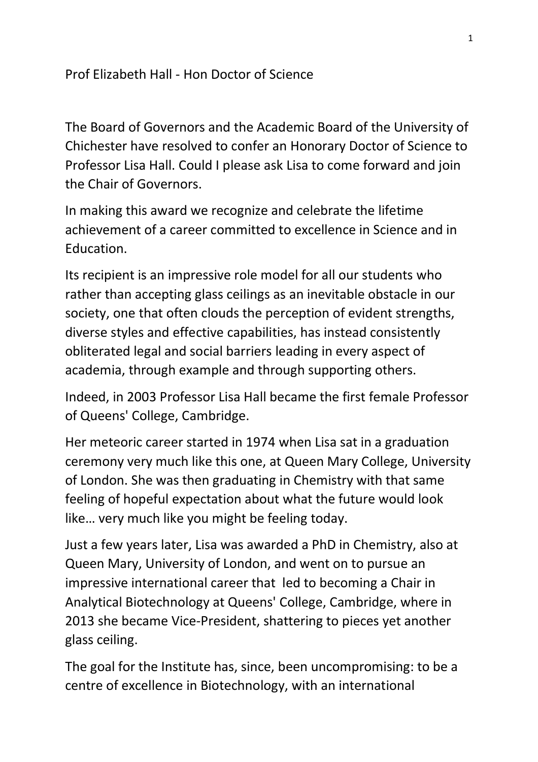Prof Elizabeth Hall - Hon Doctor of Science

The Board of Governors and the Academic Board of the University of Chichester have resolved to confer an Honorary Doctor of Science to Professor Lisa Hall. Could I please ask Lisa to come forward and join the Chair of Governors.

In making this award we recognize and celebrate the lifetime achievement of a career committed to excellence in Science and in Education.

Its recipient is an impressive role model for all our students who rather than accepting glass ceilings as an inevitable obstacle in our society, one that often clouds the perception of evident strengths, diverse styles and effective capabilities, has instead consistently obliterated legal and social barriers leading in every aspect of academia, through example and through supporting others.

Indeed, in 2003 Professor Lisa Hall became the first female Professor of Queens' College, Cambridge.

Her meteoric career started in 1974 when Lisa sat in a graduation ceremony very much like this one, at Queen Mary College, University of London. She was then graduating in Chemistry with that same feeling of hopeful expectation about what the future would look like… very much like you might be feeling today.

Just a few years later, Lisa was awarded a PhD in Chemistry, also at Queen Mary, University of London, and went on to pursue an impressive international career that led to becoming a Chair in Analytical Biotechnology at Queens' College, Cambridge, where in 2013 she became Vice-President, shattering to pieces yet another glass ceiling.

The goal for the Institute has, since, been uncompromising: to be a centre of excellence in Biotechnology, with an international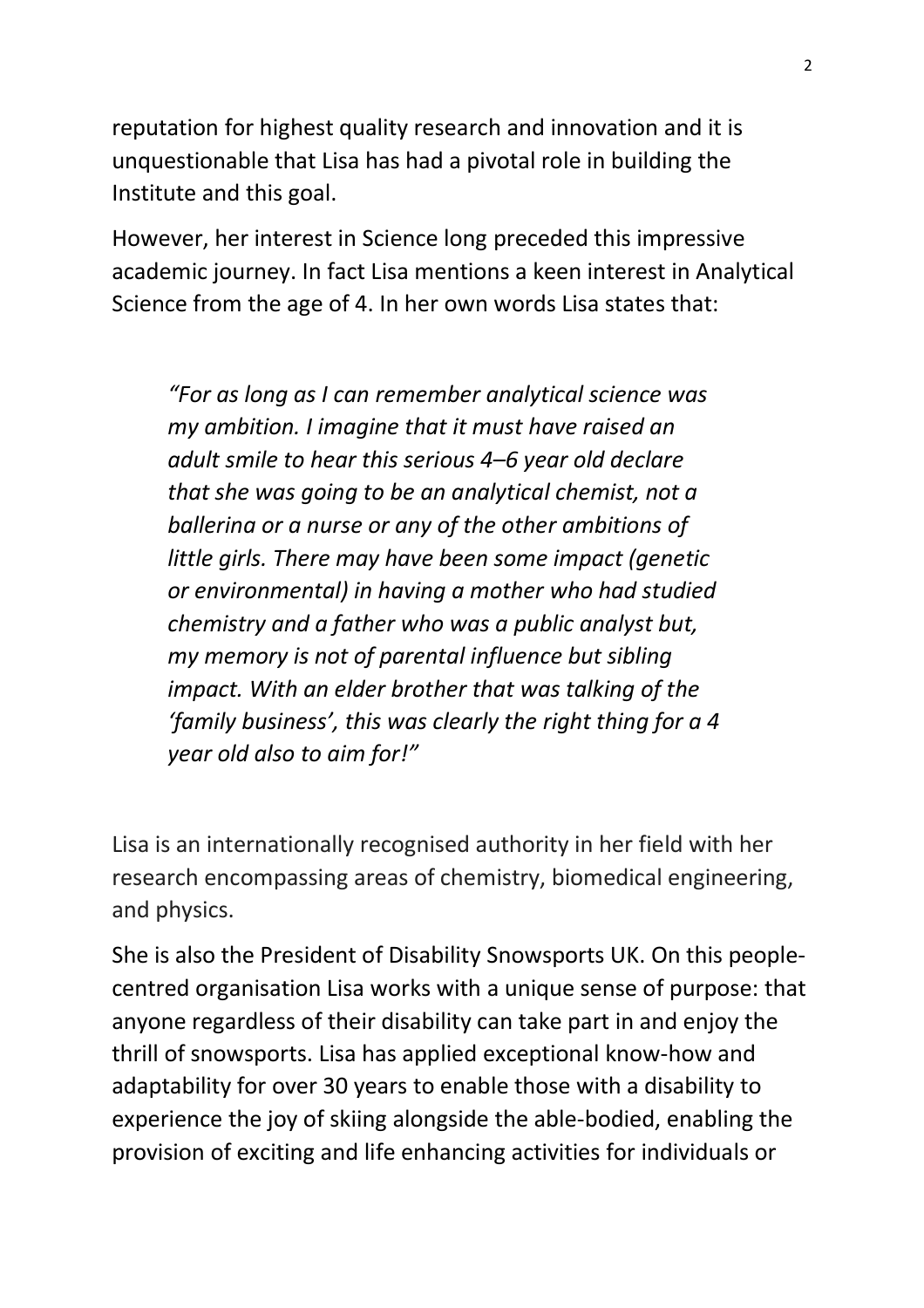reputation for highest quality research and innovation and it is unquestionable that Lisa has had a pivotal role in building the Institute and this goal.

However, her interest in Science long preceded this impressive academic journey. In fact Lisa mentions a keen interest in Analytical Science from the age of 4. In her own words Lisa states that:

> *"For as long as I can remember analytical science was my ambition. I imagine that it must have raised an adult smile to hear this serious 4–6 year old declare that she was going to be an analytical chemist, not a ballerina or a nurse or any of the other ambitions of little girls. There may have been some impact (genetic or environmental) in having a mother who had studied chemistry and a father who was a public analyst but, my memory is not of parental influence but sibling impact. With an elder brother that was talking of the 'family business', this was clearly the right thing for a 4 year old also to aim for!"*

Lisa is an internationally recognised authority in her field with her research encompassing areas of chemistry, biomedical engineering, and physics.

She is also the President of Disability Snowsports UK. On this people-centred organisation Lisa works with a unique sense of purpose: that anyone regardless of their disability can take part in and enjoy the thrill of snowsports. Lisa has applied exceptional know-how and adaptability for over 30 years to enable those with a disability to experience the joy of skiing alongside the able-bodied, enabling the provision of exciting and life enhancing activities for individuals or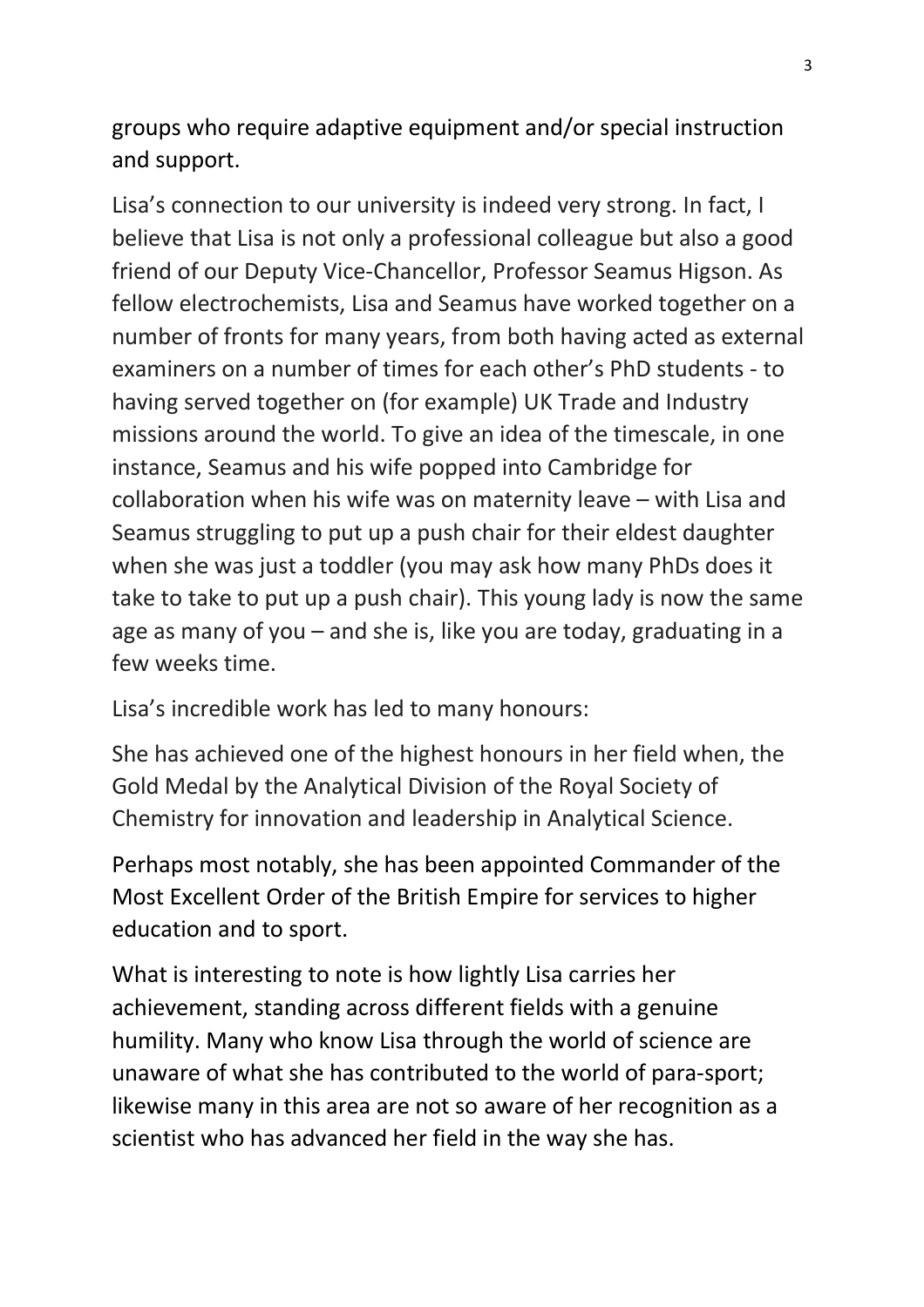groups who require adaptive equipment and/or special instruction and support.

Lisa's connection to our university is indeed very strong. In fact, I believe that Lisa is not only a professional colleague but also a good friend of our Deputy Vice-Chancellor, Professor Seamus Higson. As fellow electrochemists, Lisa and Seamus have worked together on a number of fronts for many years, from both having acted as external examiners on a number of times for each other's PhD students - to having served together on (for example) UK Trade and Industry missions around the world. To give an idea of the timescale, in one instance, Seamus and his wife popped into Cambridge for collaboration when his wife was on maternity leave – with Lisa and Seamus struggling to put up a push chair for their eldest daughter when she was just a toddler (you may ask how many PhDs does it take to take to put up a push chair). This young lady is now the same age as many of you – and she is, like you are today, graduating in a few weeks time.

Lisa's incredible work has led to many honours:

She has achieved one of the highest honours in her field when, the Gold Medal by the Analytical Division of the Royal Society of Chemistry for innovation and leadership in Analytical Science.

Perhaps most notably, she has been appointed Commander of the Most Excellent Order of the British Empire for services to higher education and to sport.

What is interesting to note is how lightly Lisa carries her achievement, standing across different fields with a genuine humility. Many who know Lisa through the world of science are unaware of what she has contributed to the world of para-sport; likewise many in this area are not so aware of her recognition as a scientist who has advanced her field in the way she has.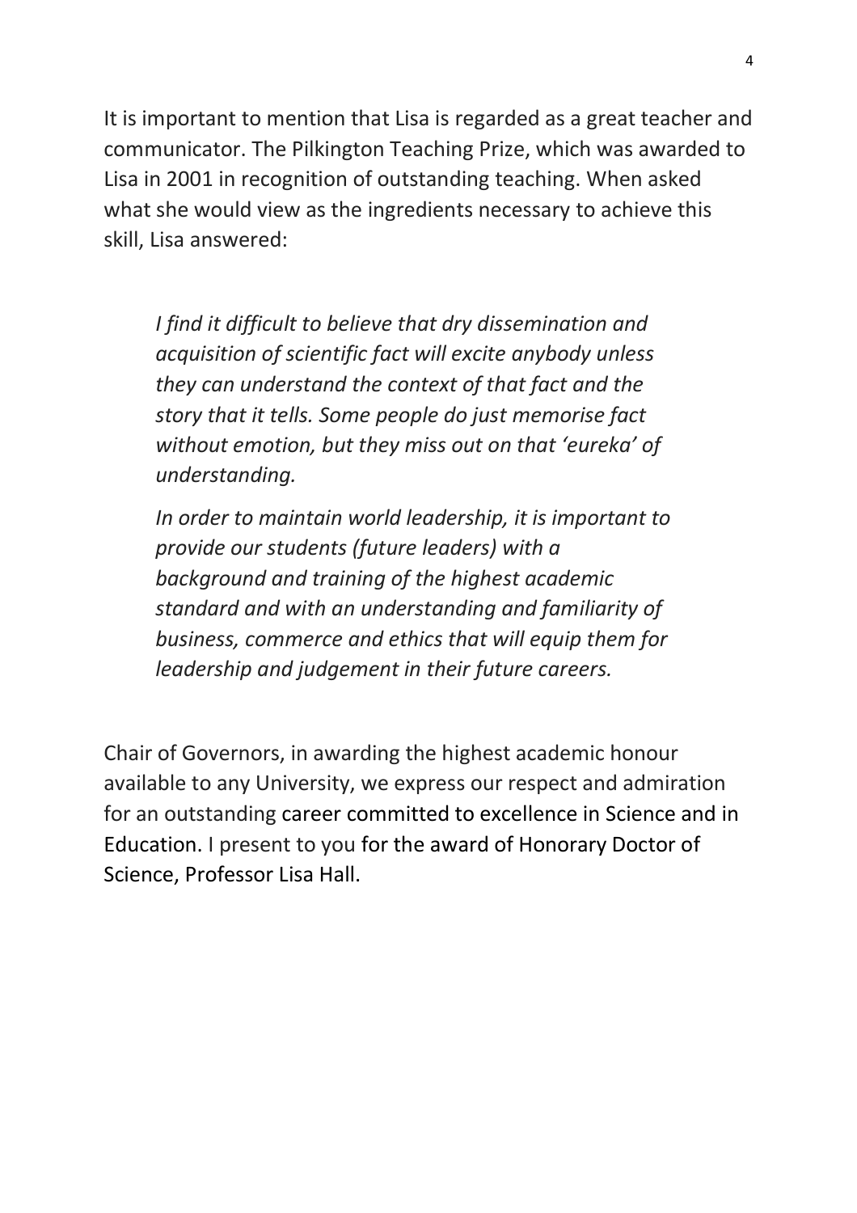It is important to mention that Lisa is regarded as a great teacher and communicator. The Pilkington Teaching Prize, which was awarded to Lisa in 2001 in recognition of outstanding teaching. When asked what she would view as the ingredients necessary to achieve this skill, Lisa answered:

> *I find it difficult to believe that dry dissemination and acquisition of scientific fact will excite anybody unless they can understand the context of that fact and the story that it tells. Some people do just memorise fact without emotion, but they miss out on that 'eureka' of understanding.*
>
> *In order to maintain world leadership, it is important to provide our students (future leaders) with a background and training of the highest academic standard and with an understanding and familiarity of business, commerce and ethics that will equip them for leadership and judgement in their future careers.*

Chair of Governors, in awarding the highest academic honour available to any University, we express our respect and admiration for an outstanding career committed to excellence in Science and in Education. I present to you for the award of Honorary Doctor of Science, Professor Lisa Hall.